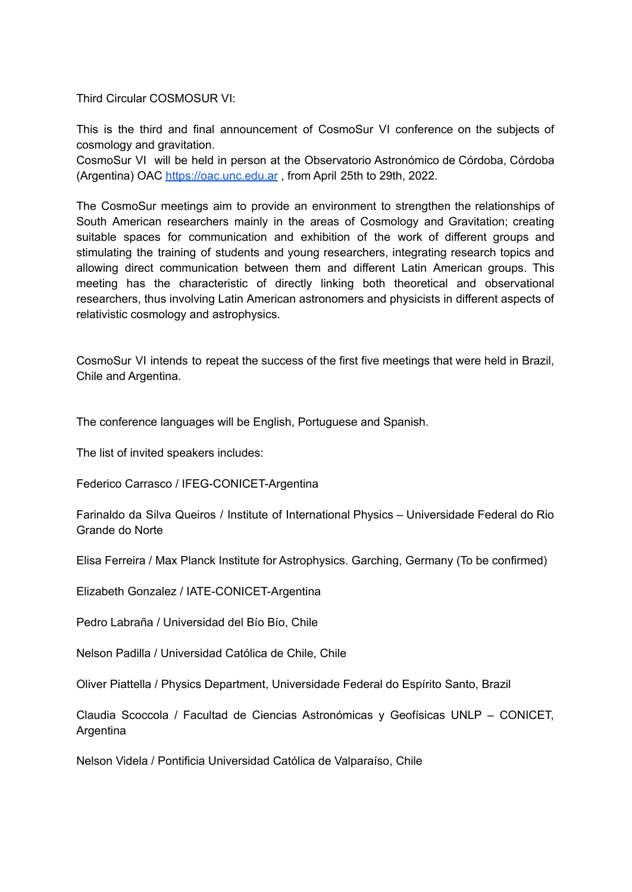Third Circular COSMOSUR VI:

This is the third and final announcement of CosmoSur VI conference on the subjects of cosmology and gravitation.
CosmoSur VI will be held in person at the Observatorio Astronómico de Córdoba, Córdoba (Argentina) OAC [https://oac.unc.edu.ar](https://oac.unc.edu.ar) , from April 25th to 29th, 2022.

The CosmoSur meetings aim to provide an environment to strengthen the relationships of South American researchers mainly in the areas of Cosmology and Gravitation; creating suitable spaces for communication and exhibition of the work of different groups and stimulating the training of students and young researchers, integrating research topics and allowing direct communication between them and different Latin American groups. This meeting has the characteristic of directly linking both theoretical and observational researchers, thus involving Latin American astronomers and physicists in different aspects of relativistic cosmology and astrophysics.

CosmoSur VI intends to repeat the success of the first five meetings that were held in Brazil, Chile and Argentina.

The conference languages will be English, Portuguese and Spanish.

The list of invited speakers includes:

Federico Carrasco / IFEG-CONICET-Argentina

Farinaldo da Silva Queiros / Institute of International Physics – Universidade Federal do Rio Grande do Norte

Elisa Ferreira / Max Planck Institute for Astrophysics. Garching, Germany (To be confirmed)

Elizabeth Gonzalez / IATE-CONICET-Argentina

Pedro Labraña / Universidad del Bío Bío, Chile

Nelson Padilla / Universidad Católica de Chile, Chile

Oliver Piattella / Physics Department, Universidade Federal do Espírito Santo, Brazil

Claudia Scoccola / Facultad de Ciencias Astronómicas y Geofísicas UNLP – CONICET, Argentina

Nelson Videla / Pontificia Universidad Católica de Valparaíso, Chile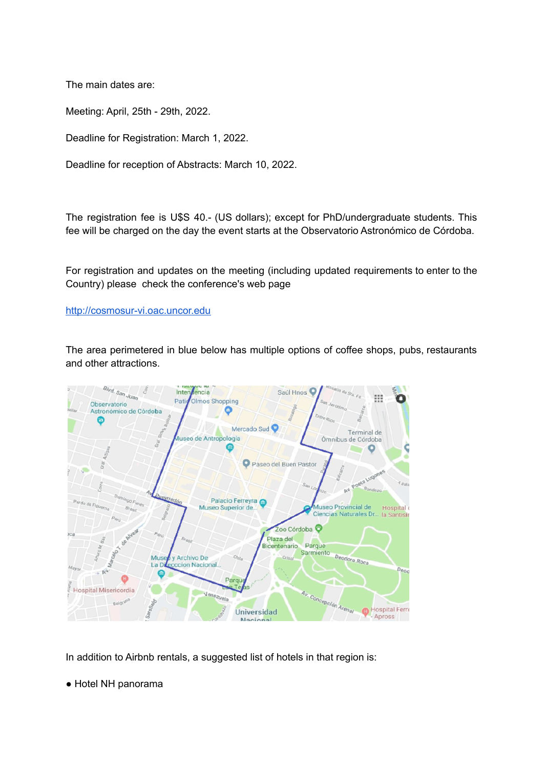The main dates are:

Meeting: April, 25th - 29th, 2022.

Deadline for Registration: March 1, 2022.

Deadline for reception of Abstracts: March 10, 2022.

The registration fee is U$S 40.- (US dollars); except for PhD/undergraduate students. This fee will be charged on the day the event starts at the Observatorio Astronómico de Córdoba.

For registration and updates on the meeting (including updated requirements to enter to the Country) please check the conference's web page

http://cosmosur-vi.oac.uncor.edu

The area perimetered in blue below has multiple options of coffee shops, pubs, restaurants and other attractions.

In addition to Airbnb rentals, a suggested list of hotels in that region is:

- Hotel NH panorama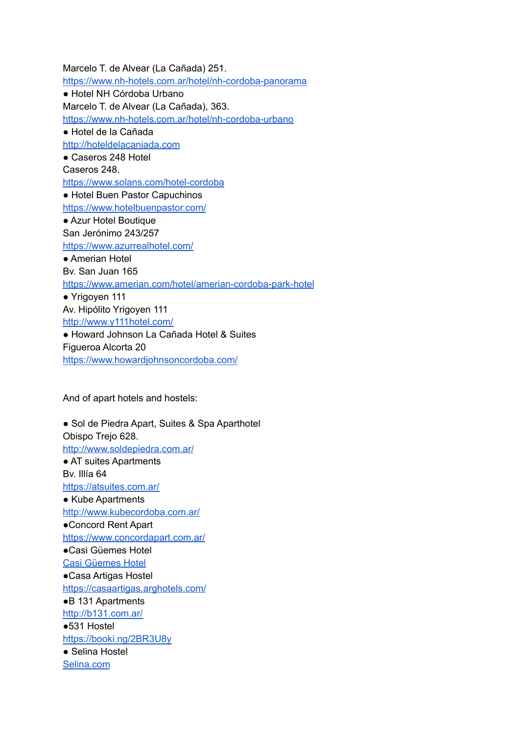Marcelo T. de Alvear (La Cañada) 251.
https://www.nh-hotels.com.ar/hotel/nh-cordoba-panorama

- Hotel NH Córdoba Urbano
Marcelo T. de Alvear (La Cañada), 363.
https://www.nh-hotels.com.ar/hotel/nh-cordoba-urbano
- Hotel de la Cañada
http://hoteldelacaniada.com
- Caseros 248 Hotel
Caseros 248.
https://www.solans.com/hotel-cordoba
- Hotel Buen Pastor Capuchinos
https://www.hotelbuenpastor.com/
- Azur Hotel Boutique
San Jerónimo 243/257
https://www.azurrealhotel.com/
- Amerian Hotel
Bv. San Juan 165
https://www.amerian.com/hotel/amerian-cordoba-park-hotel
- Yrigoyen 111
Av. Hipólito Yrigoyen 111
http://www.y111hotel.com/
- Howard Johnson La Cañada Hotel & Suites
Figueroa Alcorta 20
https://www.howardjohnsoncordoba.com/

And of apart hotels and hostels:

- Sol de Piedra Apart, Suites & Spa Aparthotel
Obispo Trejo 628.
http://www.soldepiedra.com.ar/
- AT suites Apartments
Bv. Illía 64
https://atsuites.com.ar/
- Kube Apartments
http://www.kubecordoba.com.ar/
- Concord Rent Apart
https://www.concordapart.com.ar/
- Casi Güemes Hotel
Casi Güemes Hotel
- Casa Artigas Hostel
https://casaartigas.arghotels.com/
- B 131 Apartments
http://b131.com.ar/
- 531 Hostel
https://booki.ng/2BR3U8y
- Selina Hostel
Selina.com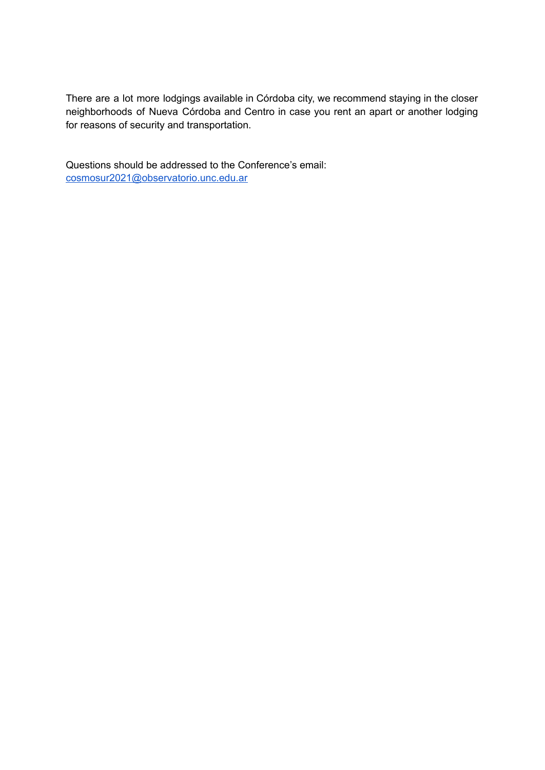There are a lot more lodgings available in Córdoba city, we recommend staying in the closer neighborhoods of Nueva Córdoba and Centro in case you rent an apart or another lodging for reasons of security and transportation.

Questions should be addressed to the Conference's email:
[cosmosur2021@observatorio.unc.edu.ar](mailto:cosmosur2021@observatorio.unc.edu.ar)